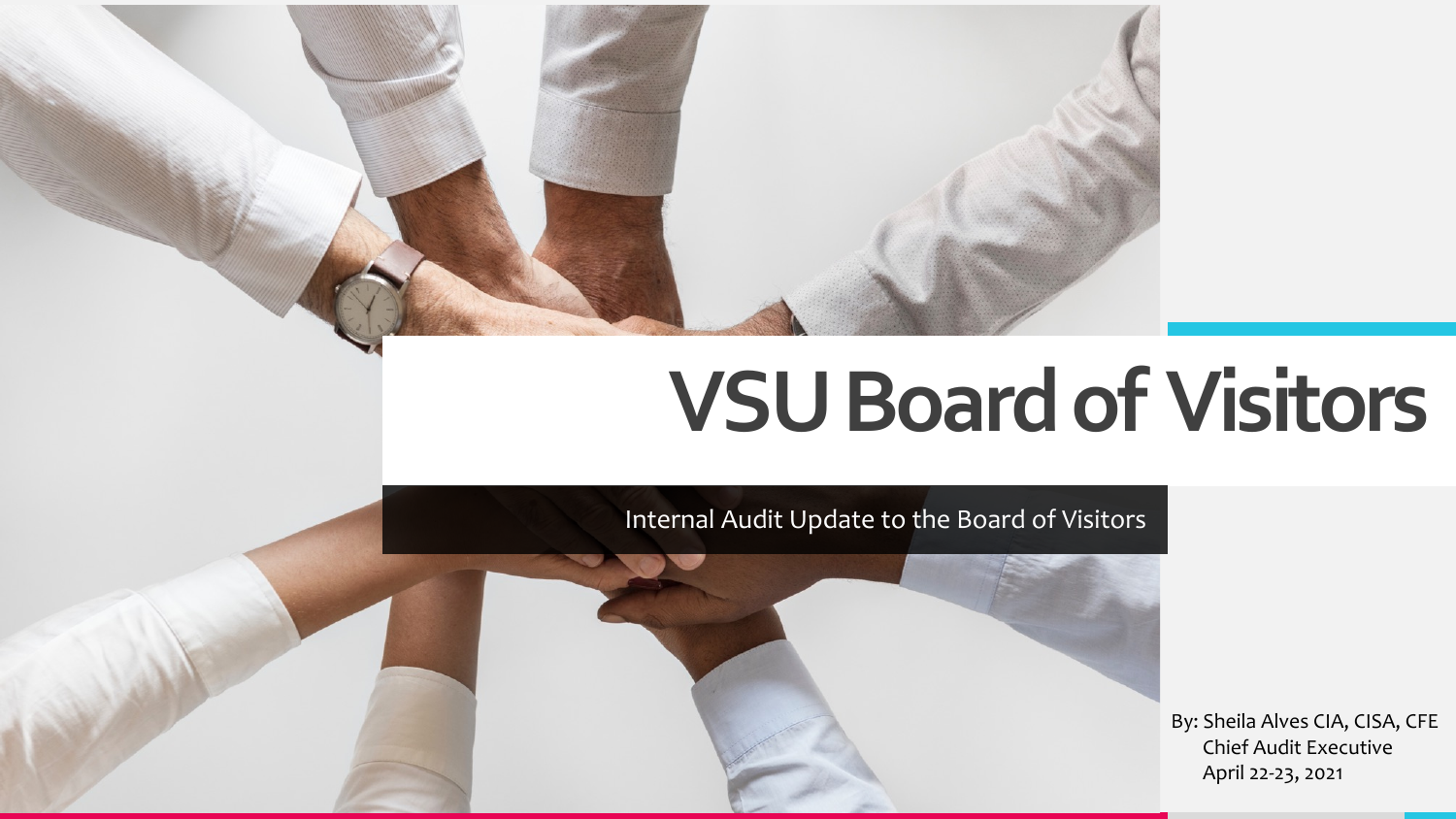# VSU Board of Visitors

Internal Audit Update to the Board of Visitors

By: Sheila Alves CIA, CISA, CFE
Chief Audit Executive
April 22-23, 2021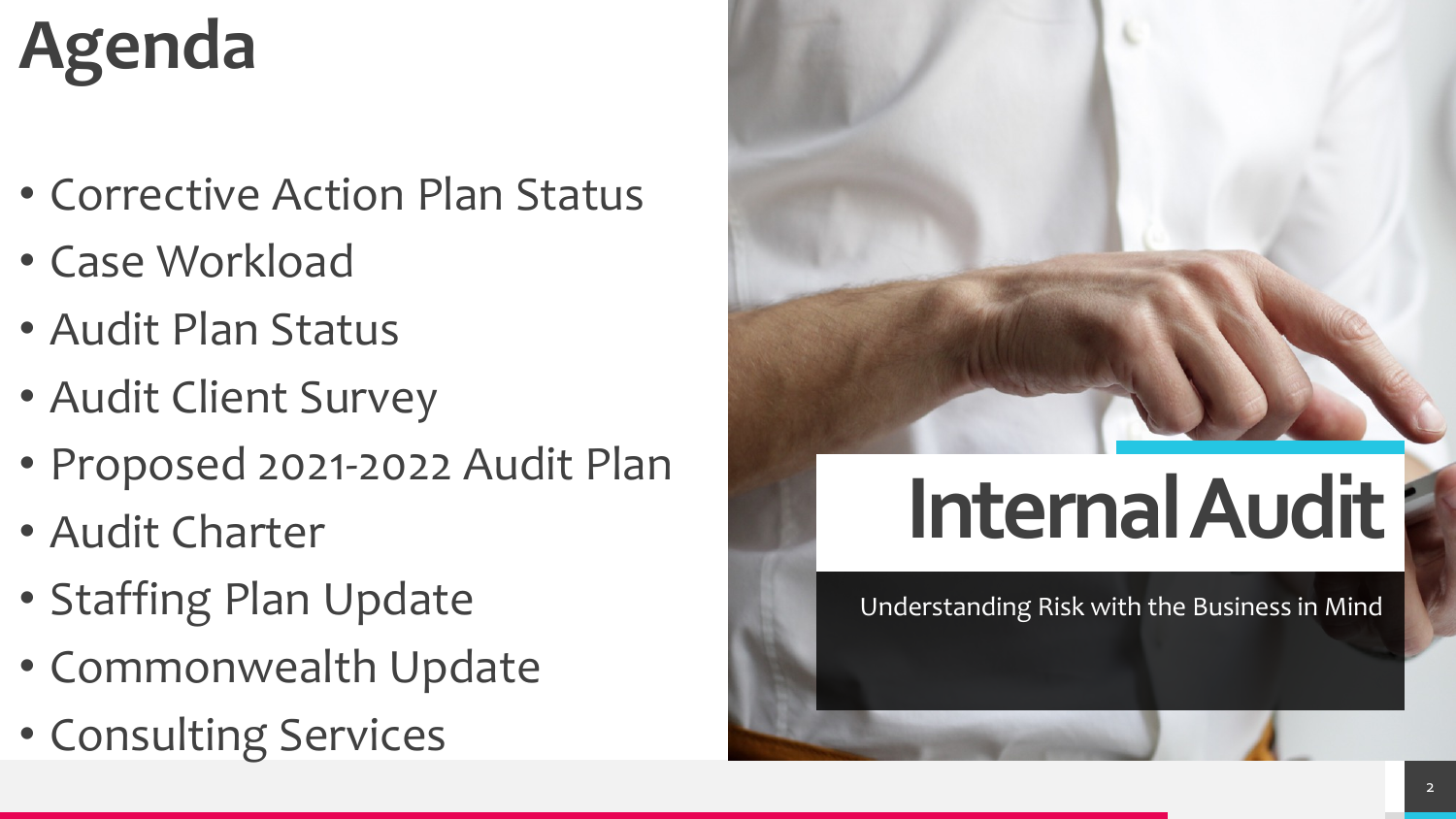# Agenda

- Corrective Action Plan Status
- Case Workload
- Audit Plan Status
- Audit Client Survey
- Proposed 2021-2022 Audit Plan
- Audit Charter
- Staffing Plan Update
- Commonwealth Update
- Consulting Services

## Internal Audit

Understanding Risk with the Business in Mind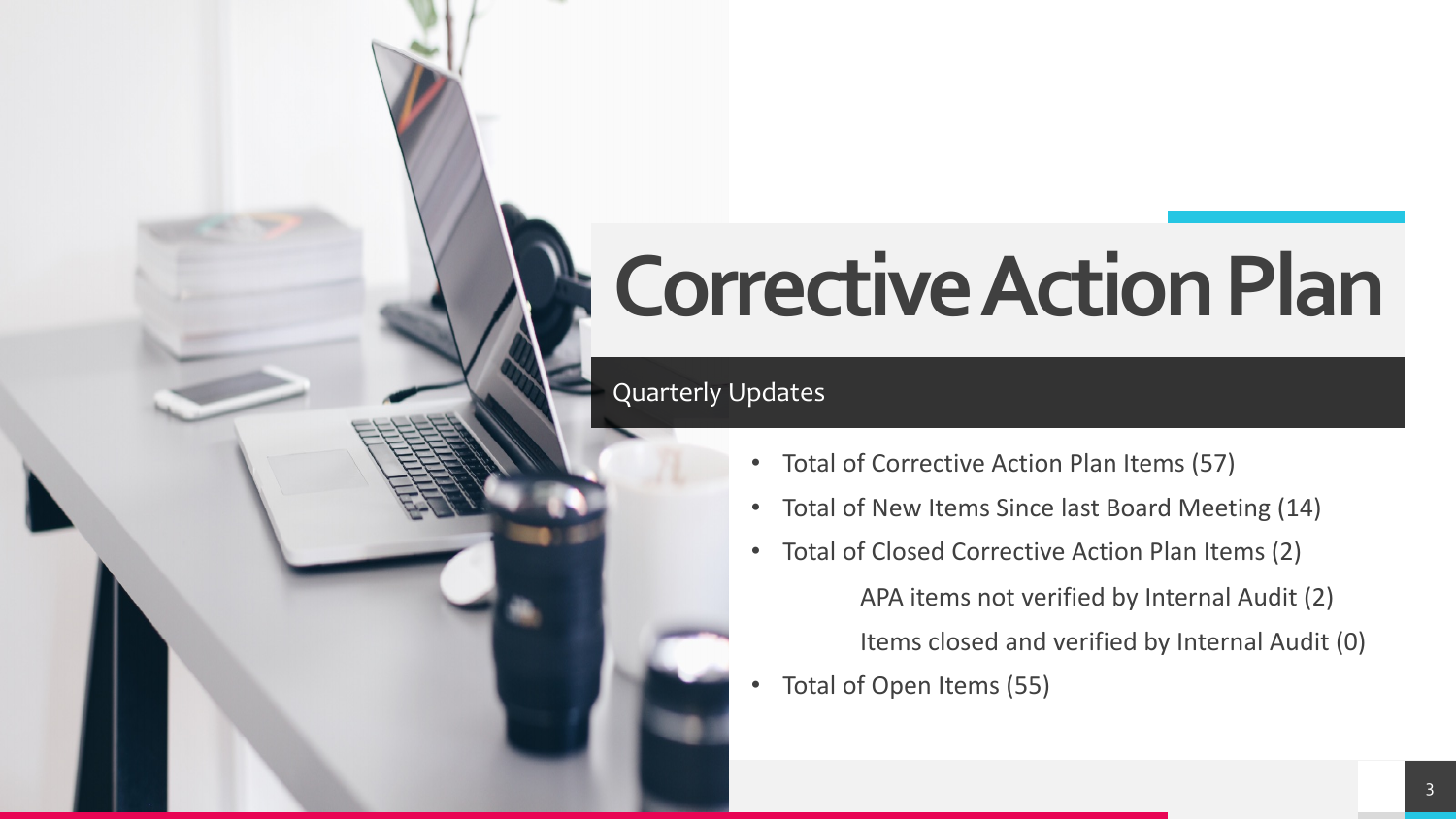# Corrective Action Plan

## Quarterly Updates

- Total of Corrective Action Plan Items (57)
- Total of New Items Since last Board Meeting (14)
- Total of Closed Corrective Action Plan Items (2)
  - APA items not verified by Internal Audit (2)
  - Items closed and verified by Internal Audit (0)
- Total of Open Items (55)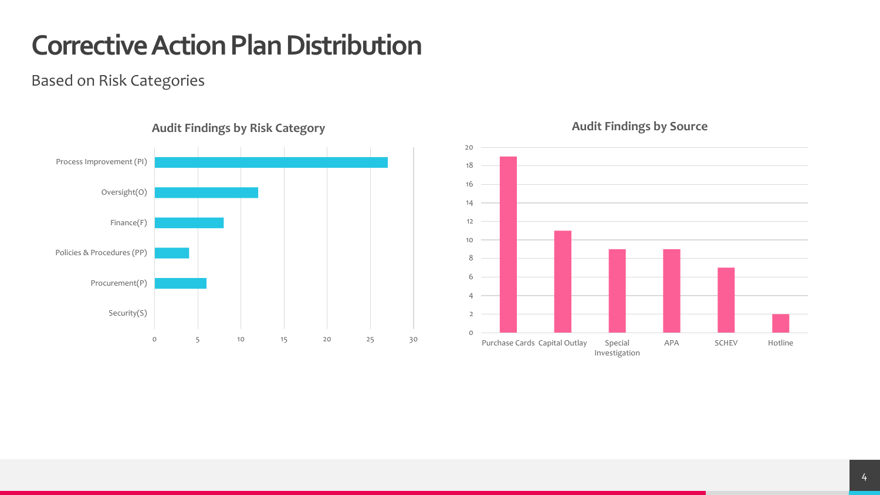# Corrective Action Plan Distribution

Based on Risk Categories

### Audit Findings by Risk Category

| Risk Category | Findings |
|---|---|
| Process Improvement (PI) | 27 |
| Oversight(O) | 12 |
| Finance(F) | 8 |
| Policies & Procedures (PP) | 4 |
| Procurement(P) | 6 |
| Security(S) | 0 |

### Audit Findings by Source

| Source | Findings |
|---|---|
| Purchase Cards | 19 |
| Capital Outlay | 11 |
| Special Investigation | 9 |
| APA | 9 |
| SCHEV | 7 |
| Hotline | 2 |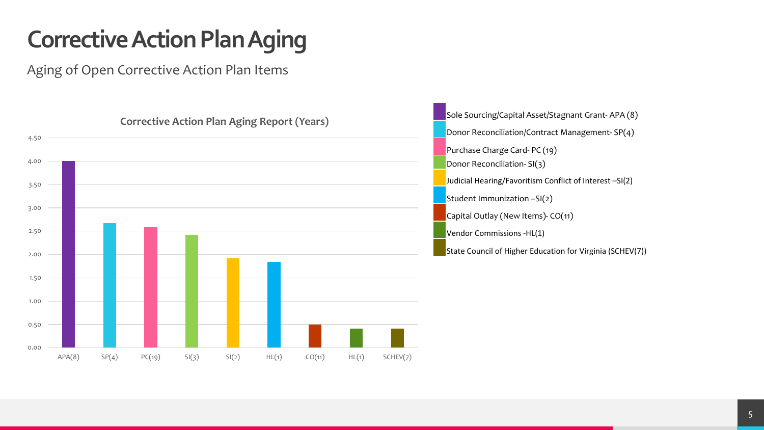# Corrective Action Plan Aging

Aging of Open Corrective Action Plan Items

**Corrective Action Plan Aging Report (Years)**

| Category | Aging (Years) |
|---|---|
| APA(8) | 4.00 |
| SP(4) | 2.67 |
| PC(19) | 2.58 |
| SI(3) | 2.42 |
| SI(2) | 1.92 |
| HL(1) | 1.83 |
| CO(11) | 0.50 |
| HL(1) | 0.42 |
| SCHEV(7) | 0.42 |

- Sole Sourcing/Capital Asset/Stagnant Grant- APA (8)
- Donor Reconciliation/Contract Management- SP(4)
- Purchase Charge Card- PC (19)
- Donor Reconciliation- SI(3)
- Judicial Hearing/Favoritism Conflict of Interest –SI(2)
- Student Immunization –SI(2)
- Capital Outlay (New Items)- CO(11)
- Vendor Commissions -HL(1)
- State Council of Higher Education for Virginia (SCHEV(7))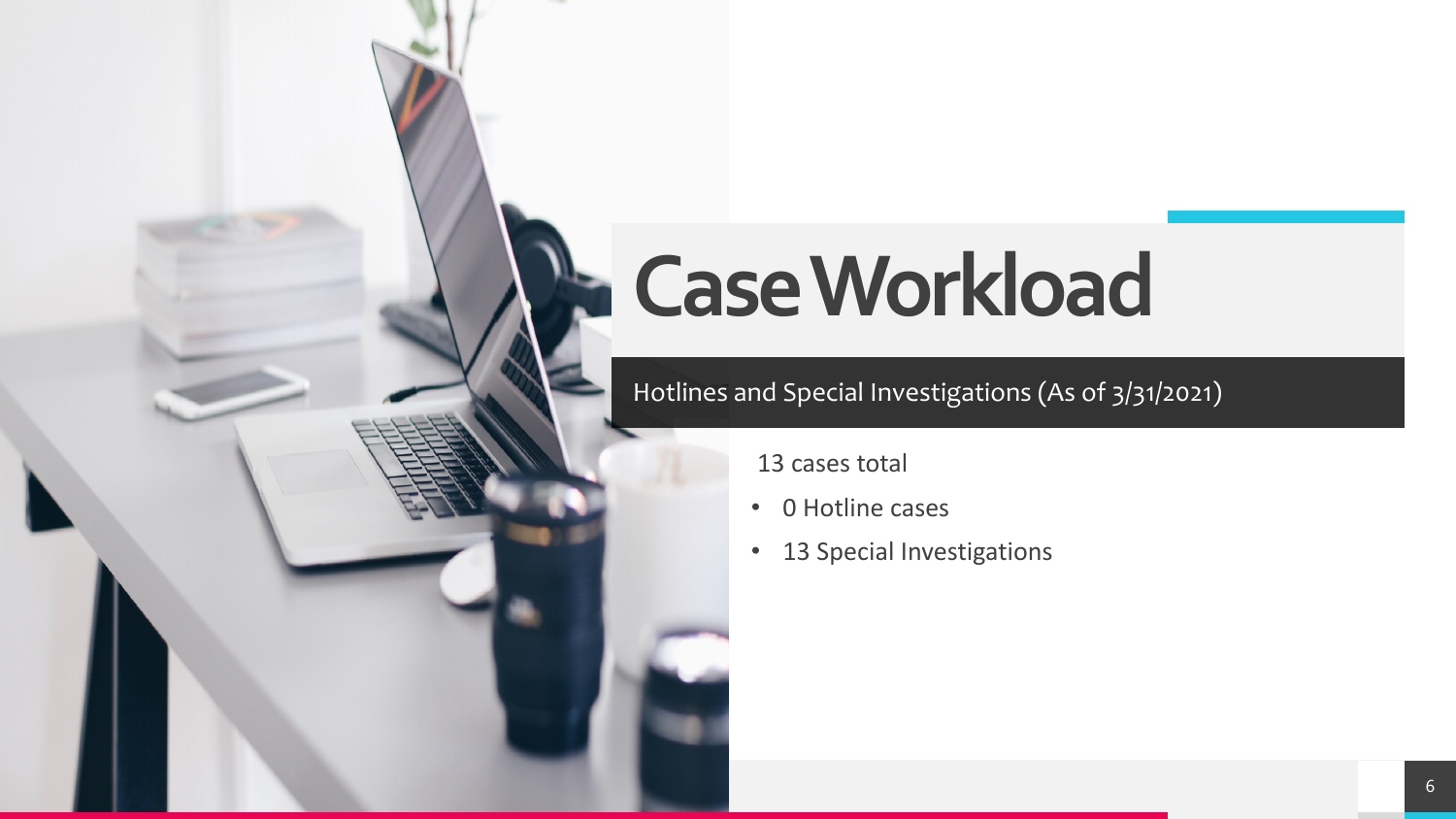# Case Workload

## Hotlines and Special Investigations (As of 3/31/2021)

13 cases total

- 0 Hotline cases
- 13 Special Investigations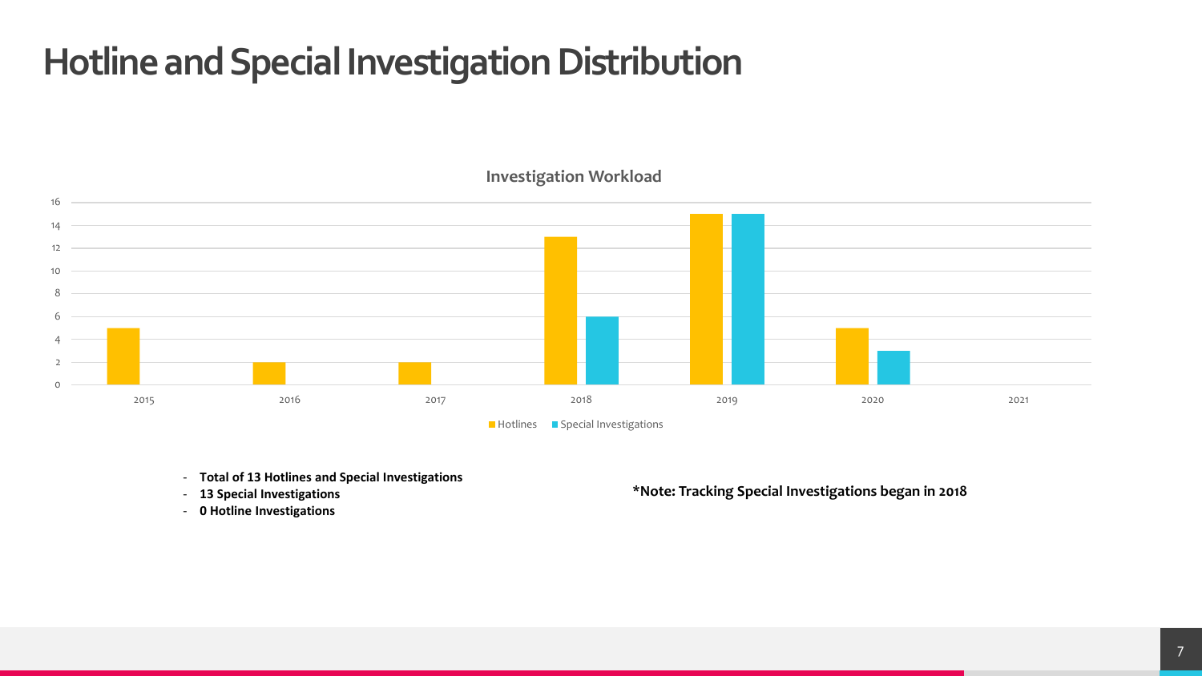# Hotline and Special Investigation Distribution

**Investigation Workload**

| Year | Hotlines | Special Investigations |
|---|---|---|
| 2015 | 5 | |
| 2016 | 2 | |
| 2017 | 2 | |
| 2018 | 13 | 6 |
| 2019 | 15 | 15 |
| 2020 | 5 | 3 |
| 2021 | | |

- **Total of 13 Hotlines and Special Investigations**
- **13 Special Investigations**
- **0 Hotline Investigations**

**\*Note: Tracking Special Investigations began in 2018**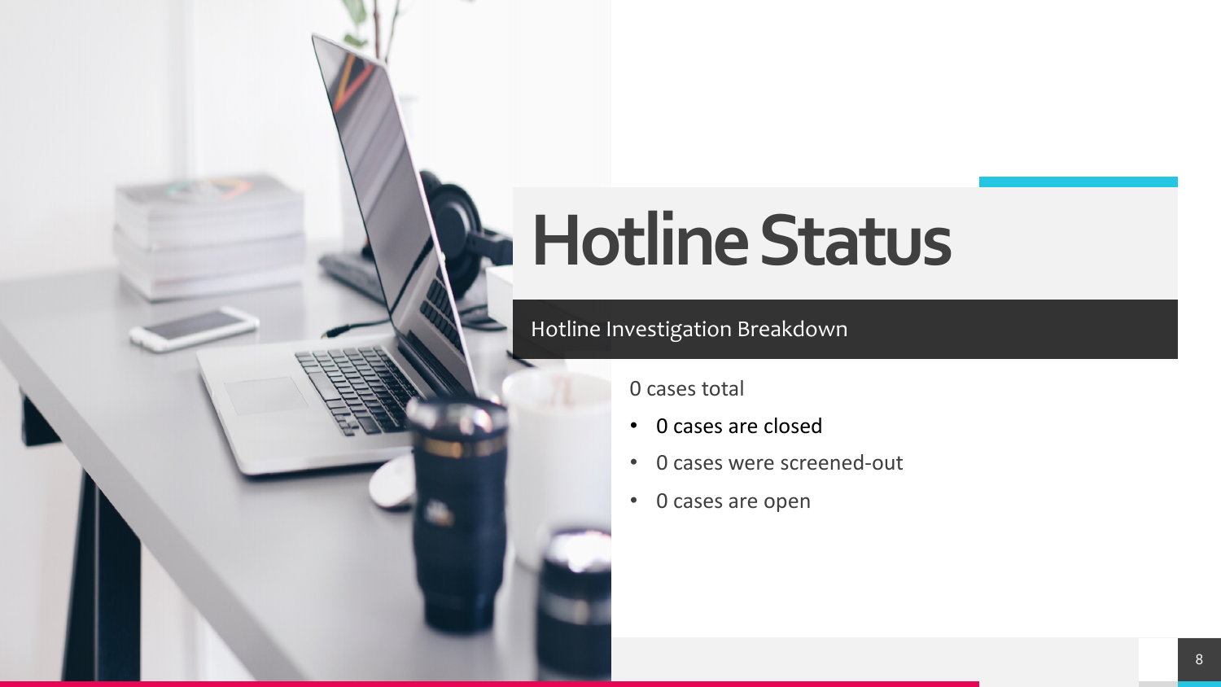# Hotline Status

## Hotline Investigation Breakdown

0 cases total

- 0 cases are closed
- 0 cases were screened-out
- 0 cases are open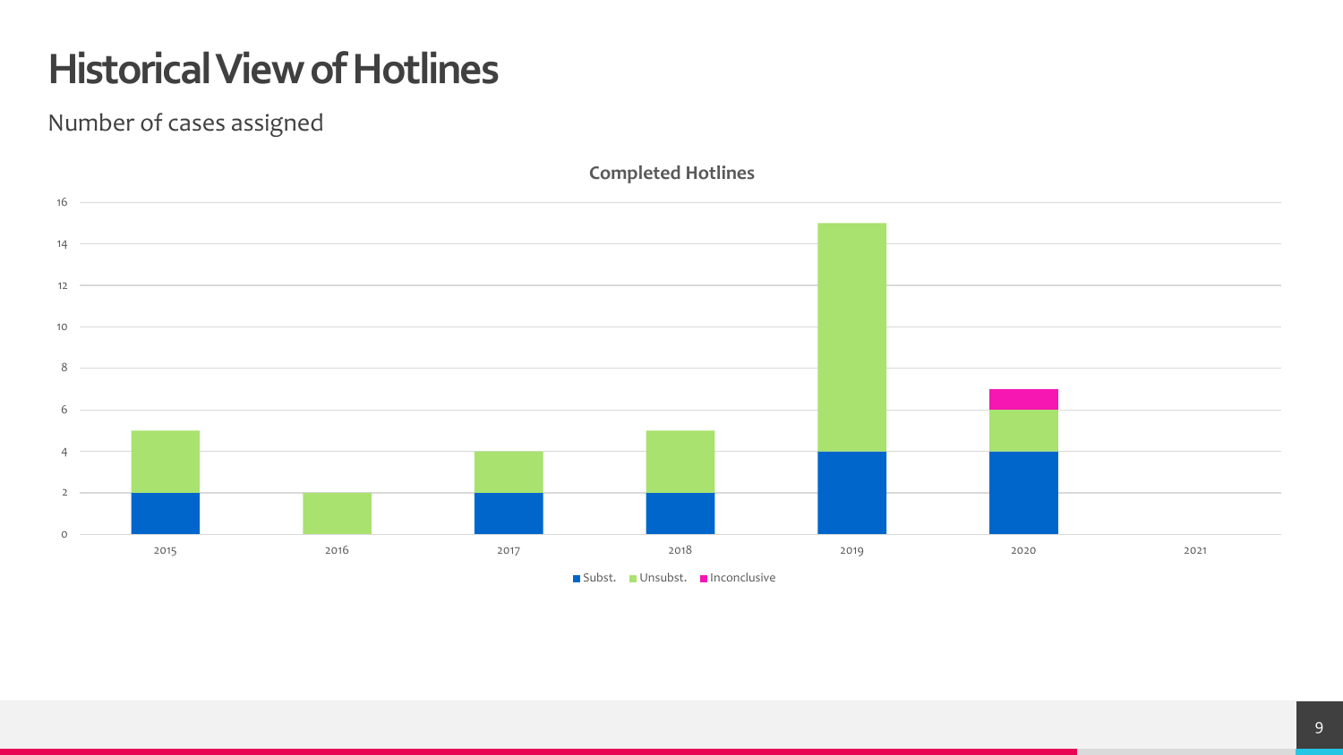# Historical View of Hotlines

Number of cases assigned

**Completed Hotlines**

| Year | Subst. | Unsubst. | Inconclusive |
|---|---|---|---|
| 2015 | 2 | 3 | |
| 2016 | | 2 | |
| 2017 | 2 | 2 | |
| 2018 | 2 | 3 | |
| 2019 | 4 | 11 | |
| 2020 | 4 | 2 | 1 |
| 2021 | | | |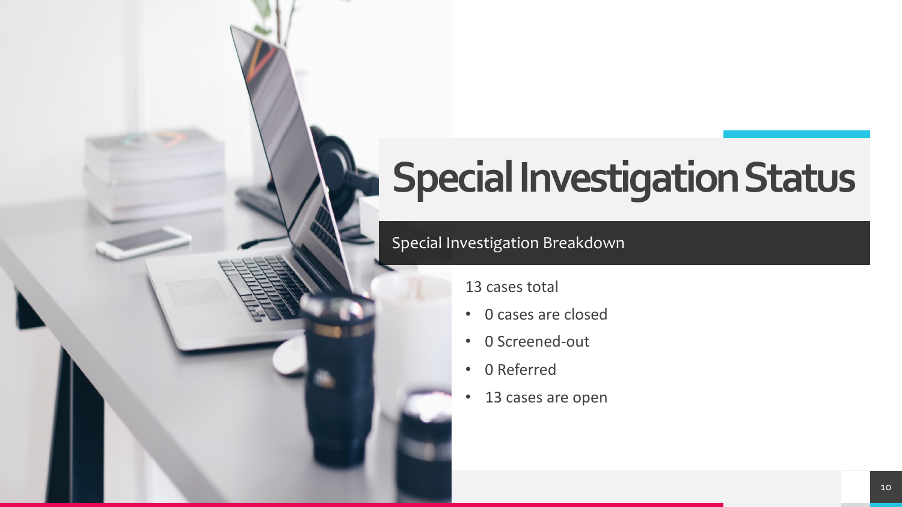# Special Investigation Status

## Special Investigation Breakdown

13 cases total

- 0 cases are closed
- 0 Screened-out
- 0 Referred
- 13 cases are open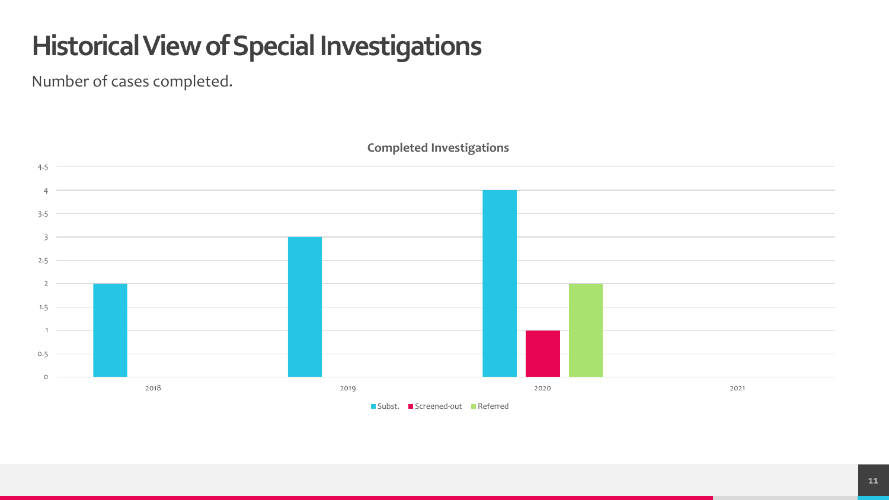# Historical View of Special Investigations

Number of cases completed.

**Completed Investigations**

| Year | Subst. | Screened-out | Referred |
| --- | --- | --- | --- |
| 2018 | 2 | | |
| 2019 | 3 | | |
| 2020 | 4 | 1 | 2 |
| 2021 | | | |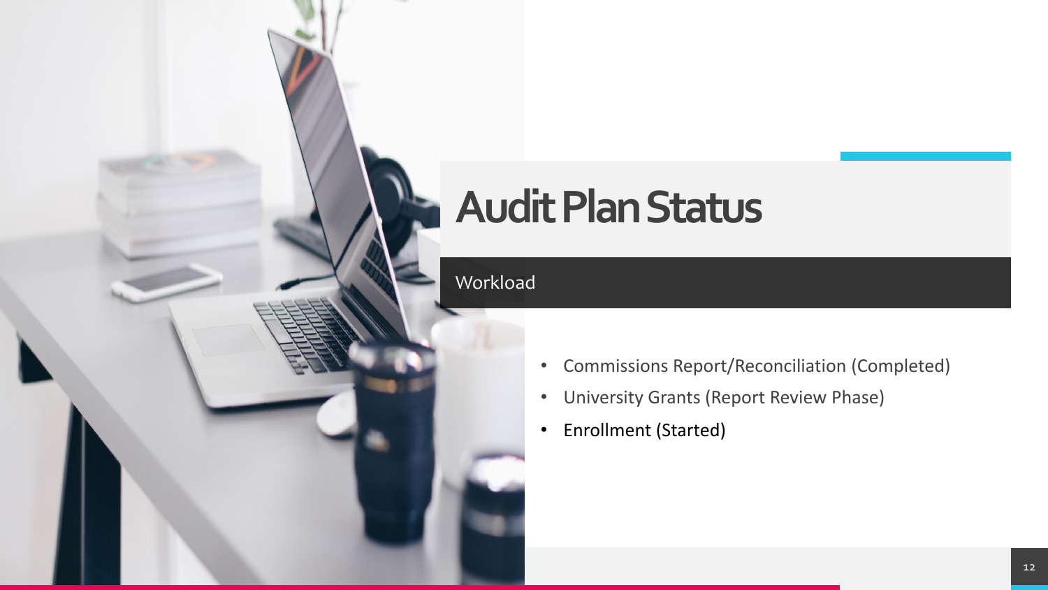# Audit Plan Status

## Workload

- Commissions Report/Reconciliation (Completed)
- University Grants (Report Review Phase)
- Enrollment (Started)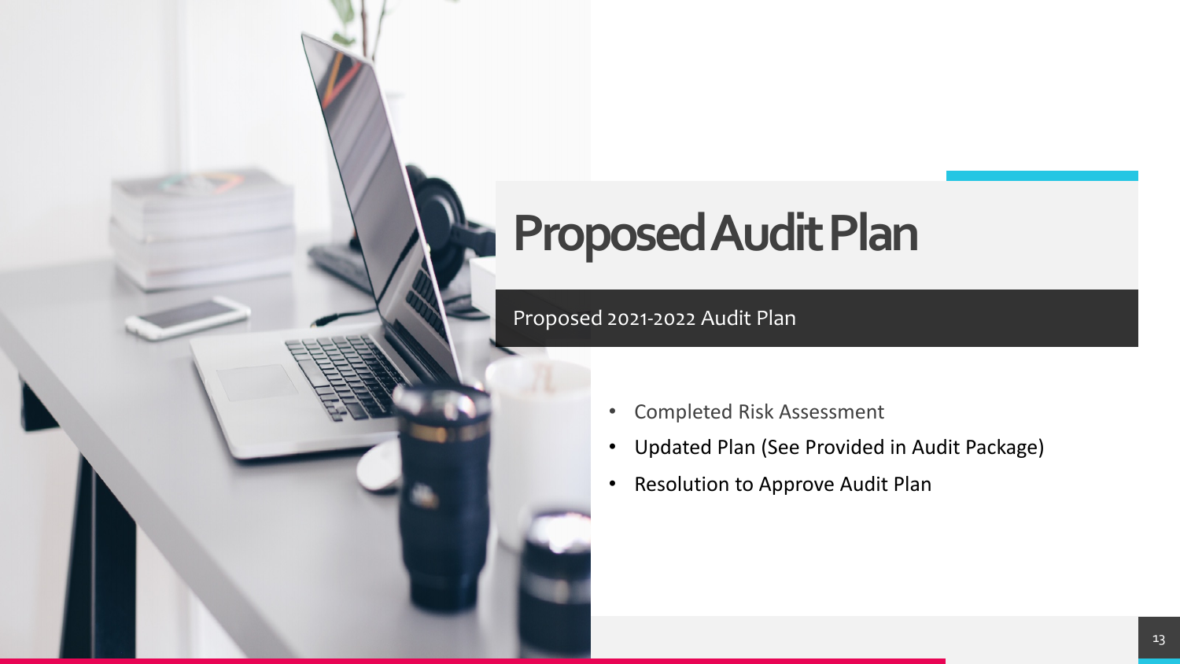# Proposed Audit Plan

## Proposed 2021-2022 Audit Plan

- Completed Risk Assessment
- Updated Plan (See Provided in Audit Package)
- Resolution to Approve Audit Plan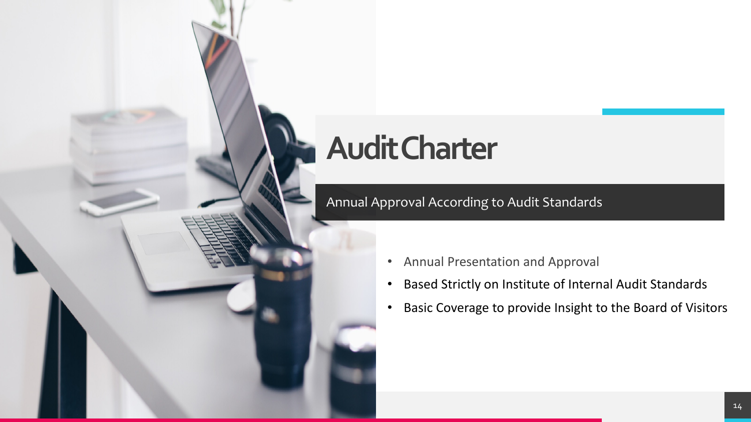# Audit Charter

## Annual Approval According to Audit Standards

- Annual Presentation and Approval
- Based Strictly on Institute of Internal Audit Standards
- Basic Coverage to provide Insight to the Board of Visitors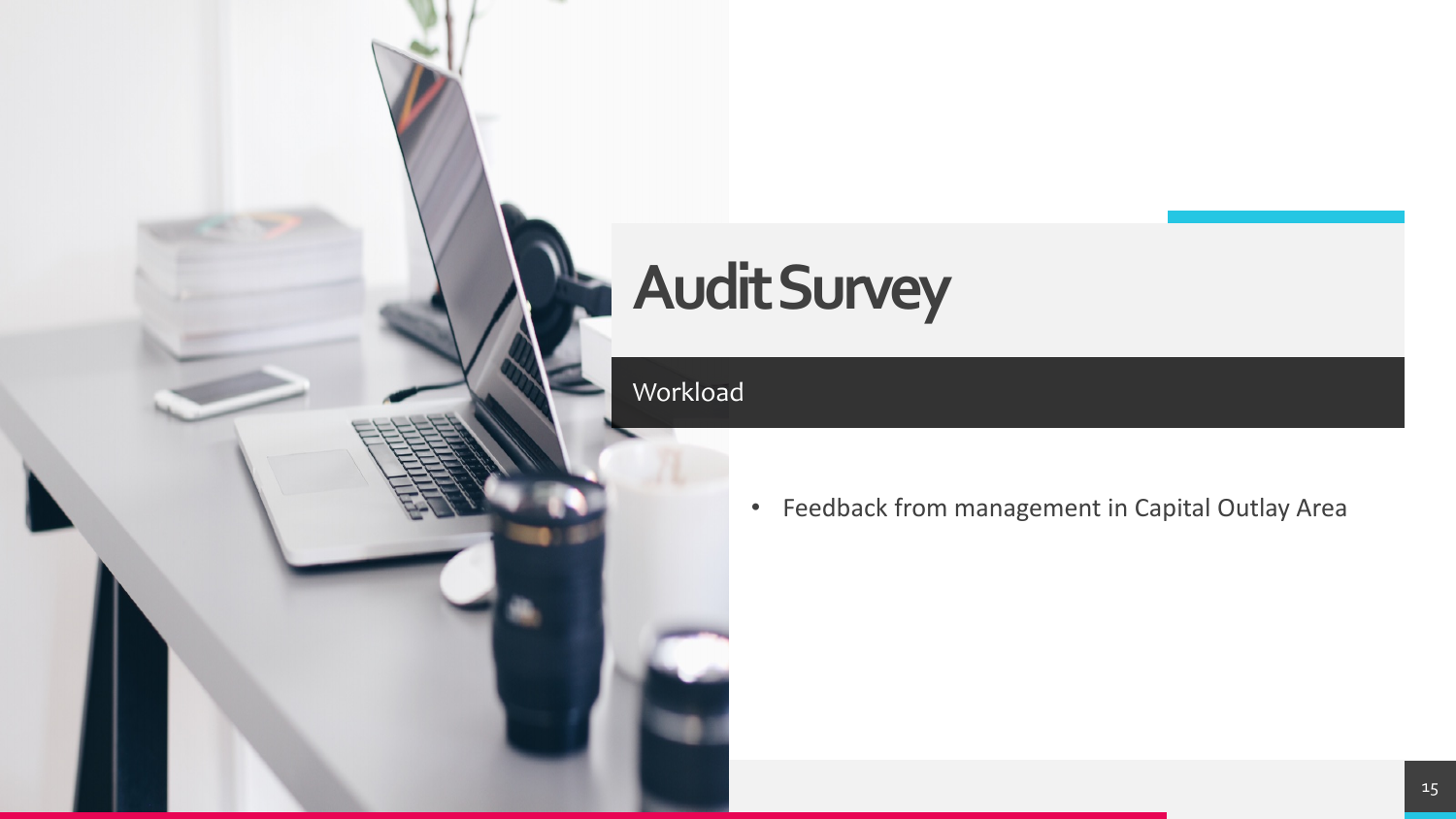# Audit Survey

## Workload

- Feedback from management in Capital Outlay Area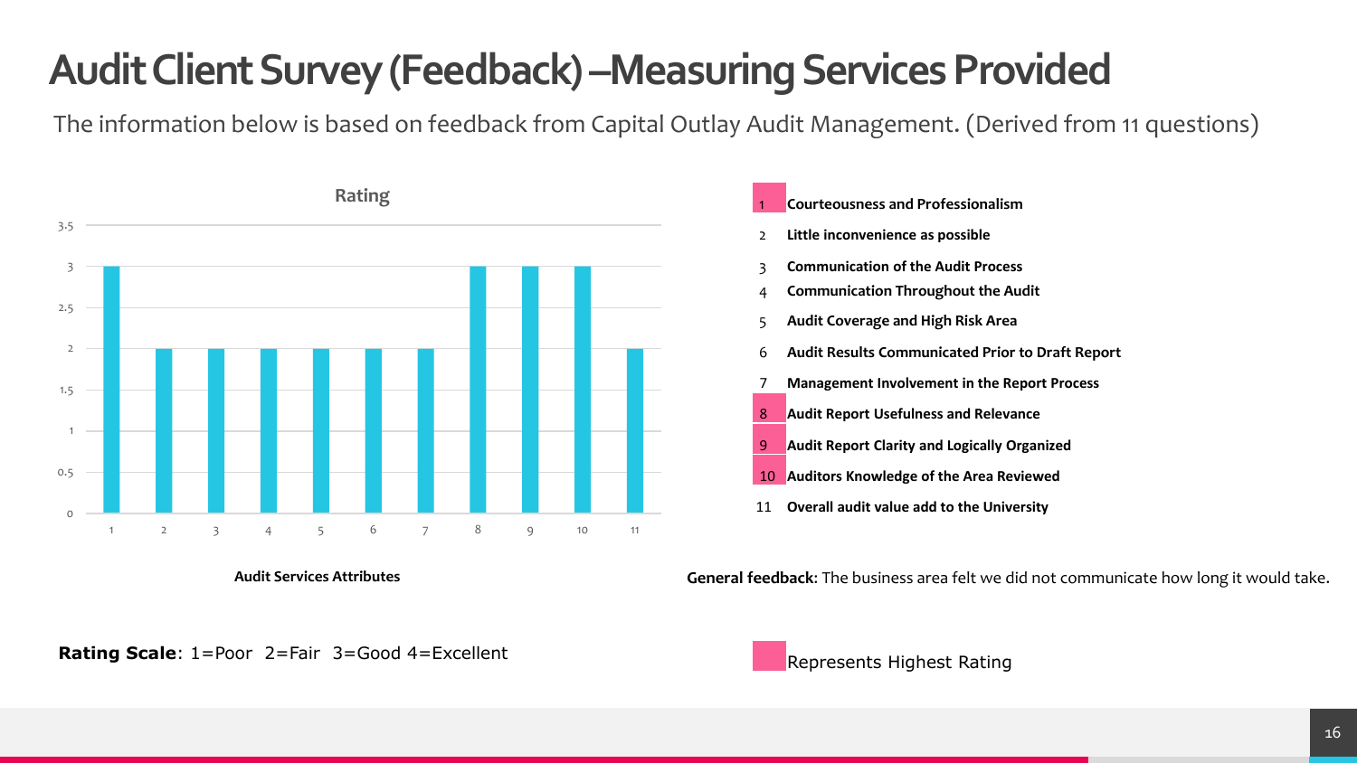# Audit Client Survey (Feedback) – Measuring Services Provided

The information below is based on feedback from Capital Outlay Audit Management. (Derived from 11 questions)

**Rating**

| Audit Services Attributes | Rating |
|---|---|
| 1 | 3 |
| 2 | 2 |
| 3 | 2 |
| 4 | 2 |
| 5 | 2 |
| 6 | 2 |
| 7 | 2 |
| 8 | 3 |
| 9 | 3 |
| 10 | 3 |
| 11 | 2 |

1. **Courteousness and Professionalism**
2. **Little inconvenience as possible**
3. **Communication of the Audit Process**
4. **Communication Throughout the Audit**
5. **Audit Coverage and High Risk Area**
6. **Audit Results Communicated Prior to Draft Report**
7. **Management Involvement in the Report Process**
8. **Audit Report Usefulness and Relevance**
9. **Audit Report Clarity and Logically Organized**
10. **Auditors Knowledge of the Area Reviewed**
11. **Overall audit value add to the University**

**General feedback:** The business area felt we did not communicate how long it would take.

**Rating Scale**: 1=Poor 2=Fair 3=Good 4=Excellent

Represents Highest Rating (items 1, 8, 9, 10)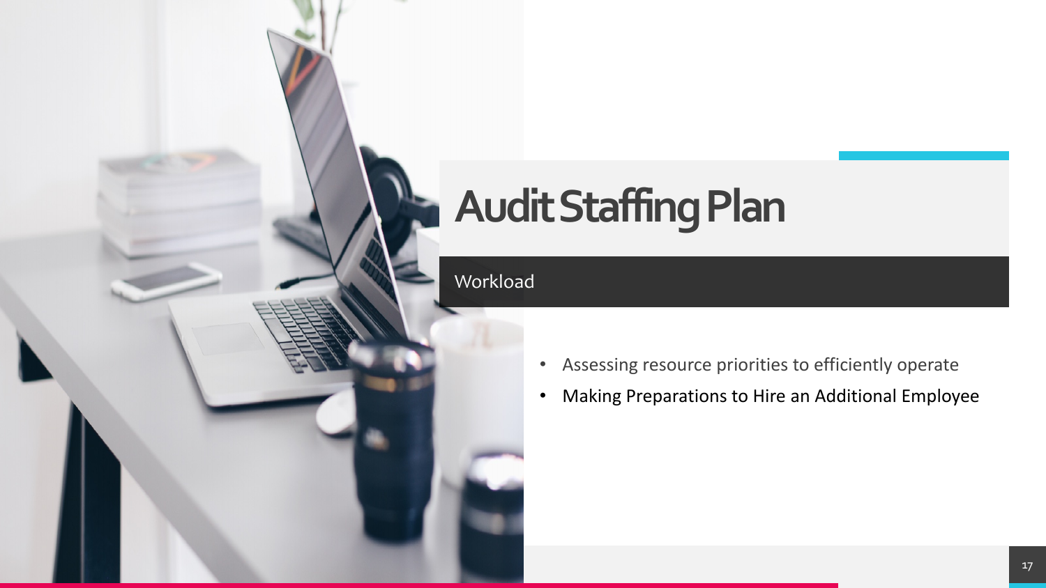# Audit Staffing Plan

## Workload

- Assessing resource priorities to efficiently operate
- Making Preparations to Hire an Additional Employee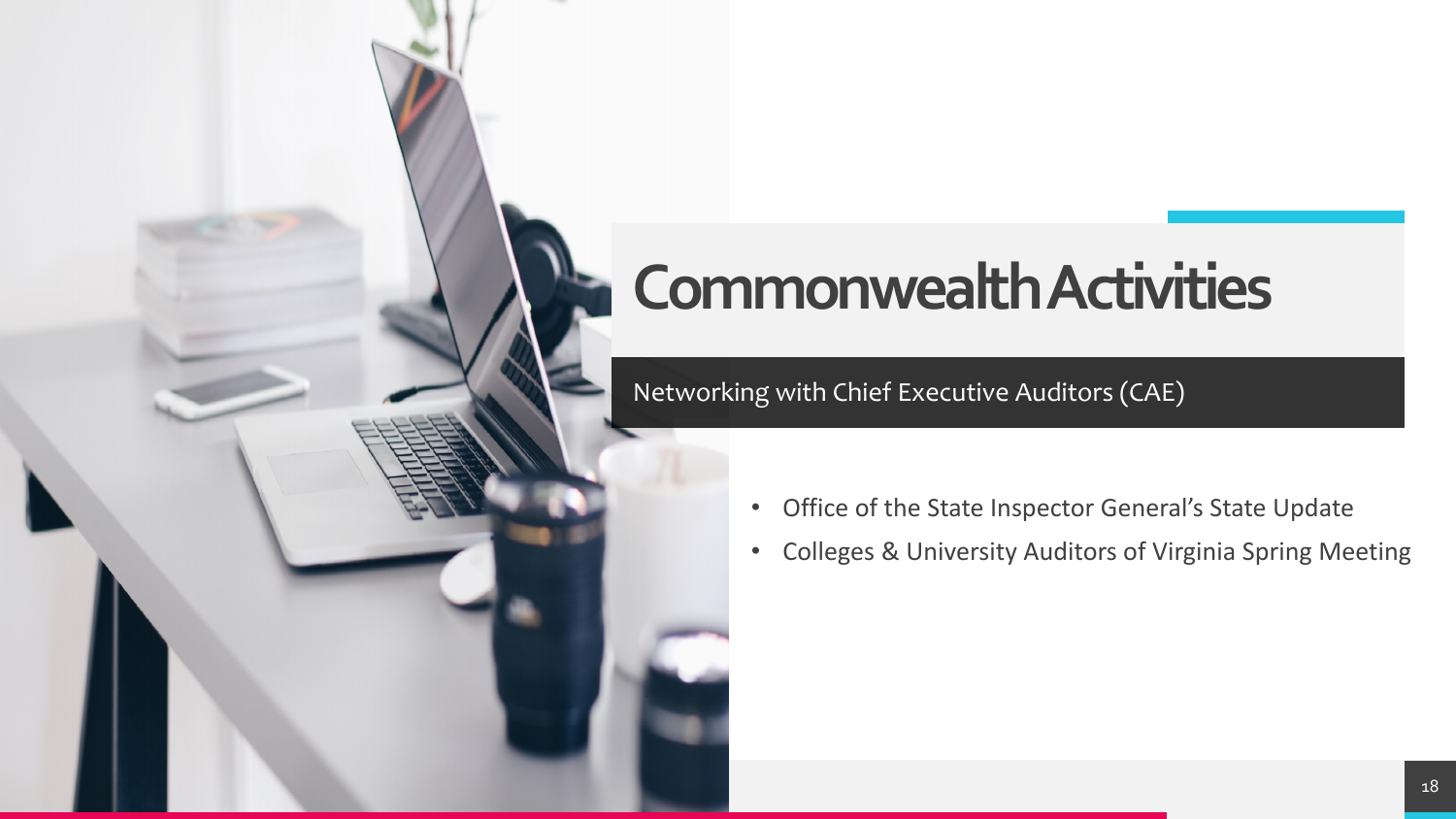# Commonwealth Activities

## Networking with Chief Executive Auditors (CAE)

- Office of the State Inspector General's State Update
- Colleges & University Auditors of Virginia Spring Meeting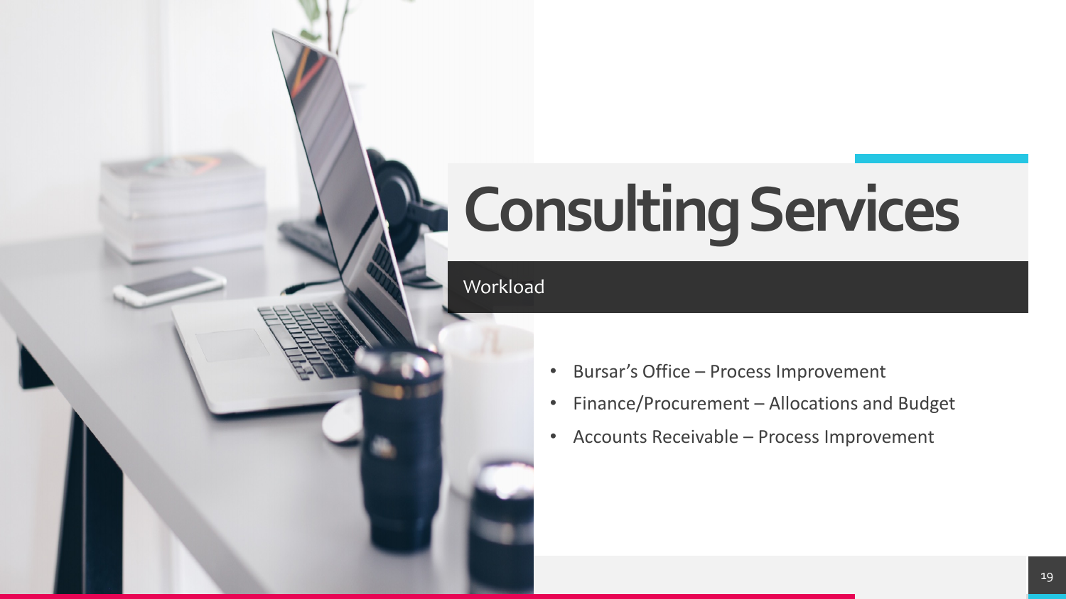# Consulting Services

## Workload

- Bursar's Office – Process Improvement
- Finance/Procurement – Allocations and Budget
- Accounts Receivable – Process Improvement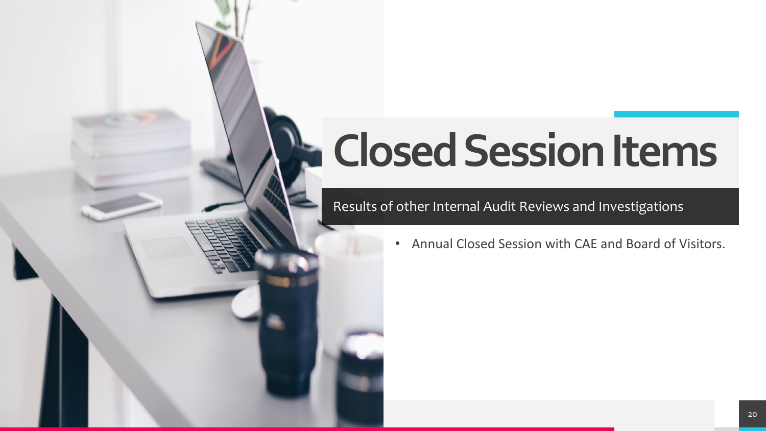# Closed Session Items

Results of other Internal Audit Reviews and Investigations

- Annual Closed Session with CAE and Board of Visitors.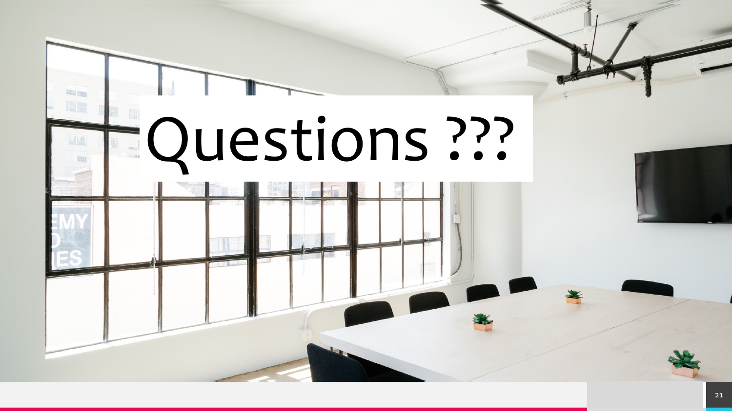# Questions ???